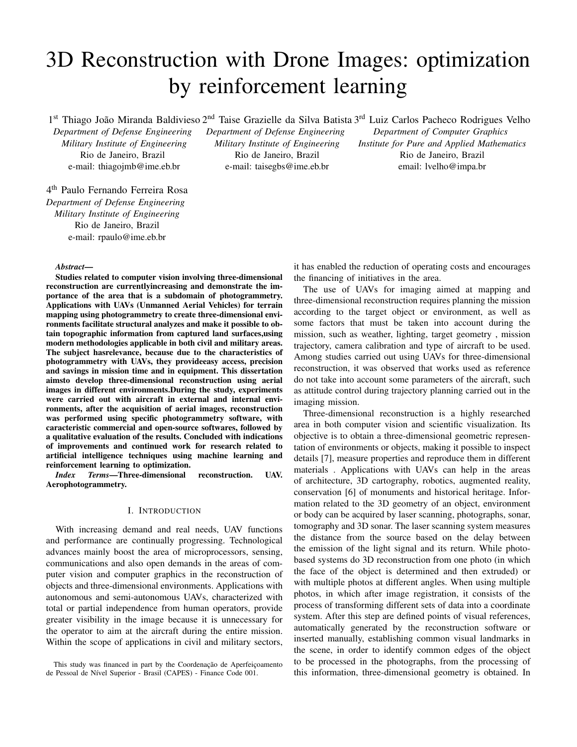# 3D Reconstruction with Drone Images: optimization by reinforcement learning

1st Thiago João Miranda Baldivieso
*Department of Defense Engineering*
*Military Institute of Engineering*
Rio de Janeiro, Brazil
e-mail: thiagojmb@ime.eb.br

2nd Taise Grazielle da Silva Batista
*Department of Defense Engineering*
*Military Institute of Engineering*
Rio de Janeiro, Brazil
e-mail: taisegbs@ime.eb.br

3rd Luiz Carlos Pacheco Rodrigues Velho
*Department of Computer Graphics*
*Institute for Pure and Applied Mathematics*
Rio de Janeiro, Brazil
email: lvelho@impa.br

4th Paulo Fernando Ferreira Rosa
*Department of Defense Engineering*
*Military Institute of Engineering*
Rio de Janeiro, Brazil
e-mail: rpaulo@ime.eb.br

***Abstract*—**
**Studies related to computer vision involving three-dimensional reconstruction are currentlyincreasing and demonstrate the importance of the area that is a subdomain of photogrammetry. Applications with UAVs (Unmanned Aerial Vehicles) for terrain mapping using photogrammetry to create three-dimensional environments facilitate structural analyzes and make it possible to obtain topographic information from captured land surfaces,using modern methodologies applicable in both civil and military areas. The subject hasrelevance, because due to the characteristics of photogrammetry with UAVs, they provideeasy access, precision and savings in mission time and in equipment. This dissertation aimsto develop three-dimensional reconstruction using aerial images in different environments.During the study, experiments were carried out with aircraft in external and internal environments, after the acquisition of aerial images, reconstruction was performed using specific photogrammetry software, with caracteristic commercial and open-source softwares, followed by a qualitative evaluation of the results. Concluded with indications of improvements and continued work for research related to artificial intelligence techniques using machine learning and reinforcement learning to optimization.**

***Index Terms*—Three-dimensional reconstruction. UAV. Aerophotogrammetry.**

## I. Introduction

With increasing demand and real needs, UAV functions and performance are continually progressing. Technological advances mainly boost the area of microprocessors, sensing, communications and also open demands in the areas of computer vision and computer graphics in the reconstruction of objects and three-dimensional environments. Applications with autonomous and semi-autonomous UAVs, characterized with total or partial independence from human operators, provide greater visibility in the image because it is unnecessary for the operator to aim at the aircraft during the entire mission. Within the scope of applications in civil and military sectors, it has enabled the reduction of operating costs and encourages the financing of initiatives in the area.

The use of UAVs for imaging aimed at mapping and three-dimensional reconstruction requires planning the mission according to the target object or environment, as well as some factors that must be taken into account during the mission, such as weather, lighting, target geometry , mission trajectory, camera calibration and type of aircraft to be used. Among studies carried out using UAVs for three-dimensional reconstruction, it was observed that works used as reference do not take into account some parameters of the aircraft, such as attitude control during trajectory planning carried out in the imaging mission.

Three-dimensional reconstruction is a highly researched area in both computer vision and scientific visualization. Its objective is to obtain a three-dimensional geometric representation of environments or objects, making it possible to inspect details [7], measure properties and reproduce them in different materials . Applications with UAVs can help in the areas of architecture, 3D cartography, robotics, augmented reality, conservation [6] of monuments and historical heritage. Information related to the 3D geometry of an object, environment or body can be acquired by laser scanning, photographs, sonar, tomography and 3D sonar. The laser scanning system measures the distance from the source based on the delay between the emission of the light signal and its return. While photo-based systems do 3D reconstruction from one photo (in which the face of the object is determined and then extruded) or with multiple photos at different angles. When using multiple photos, in which after image registration, it consists of the process of transforming different sets of data into a coordinate system. After this step are defined points of visual references, automatically generated by the reconstruction software or inserted manually, establishing common visual landmarks in the scene, in order to identify common edges of the object to be processed in the photographs, from the processing of this information, three-dimensional geometry is obtained. In

This study was financed in part by the Coordenação de Aperfeiçoamento de Pessoal de Nível Superior - Brasil (CAPES) - Finance Code 001.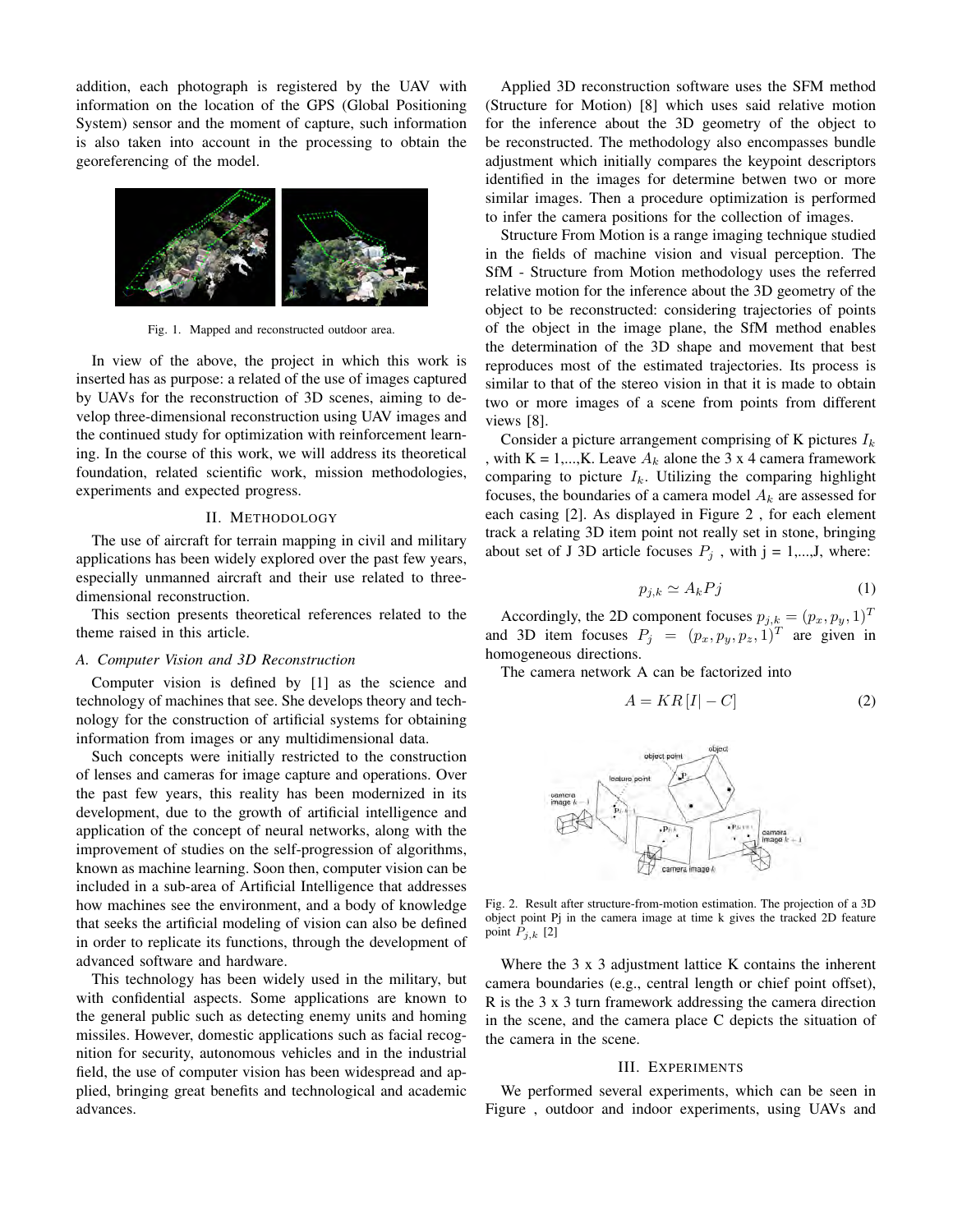addition, each photograph is registered by the UAV with information on the location of the GPS (Global Positioning System) sensor and the moment of capture, such information is also taken into account in the processing to obtain the georeferencing of the model.

Fig. 1. Mapped and reconstructed outdoor area.

In view of the above, the project in which this work is inserted has as purpose: a related of the use of images captured by UAVs for the reconstruction of 3D scenes, aiming to develop three-dimensional reconstruction using UAV images and the continued study for optimization with reinforcement learning. In the course of this work, we will address its theoretical foundation, related scientific work, mission methodologies, experiments and expected progress.

## II. Methodology

The use of aircraft for terrain mapping in civil and military applications has been widely explored over the past few years, especially unmanned aircraft and their use related to three-dimensional reconstruction.

This section presents theoretical references related to the theme raised in this article.

### *A. Computer Vision and 3D Reconstruction*

Computer vision is defined by [1] as the science and technology of machines that see. She develops theory and technology for the construction of artificial systems for obtaining information from images or any multidimensional data.

Such concepts were initially restricted to the construction of lenses and cameras for image capture and operations. Over the past few years, this reality has been modernized in its development, due to the growth of artificial intelligence and application of the concept of neural networks, along with the improvement of studies on the self-progression of algorithms, known as machine learning. Soon then, computer vision can be included in a sub-area of Artificial Intelligence that addresses how machines see the environment, and a body of knowledge that seeks the artificial modeling of vision can also be defined in order to replicate its functions, through the development of advanced software and hardware.

This technology has been widely used in the military, but with confidential aspects. Some applications are known to the general public such as detecting enemy units and homing missiles. However, domestic applications such as facial recognition for security, autonomous vehicles and in the industrial field, the use of computer vision has been widespread and applied, bringing great benefits and technological and academic advances.

Applied 3D reconstruction software uses the SFM method (Structure for Motion) [8] which uses said relative motion for the inference about the 3D geometry of the object to be reconstructed. The methodology also encompasses bundle adjustment which initially compares the keypoint descriptors identified in the images for determine betwen two or more similar images. Then a procedure optimization is performed to infer the camera positions for the collection of images.

Structure From Motion is a range imaging technique studied in the fields of machine vision and visual perception. The SfM - Structure from Motion methodology uses the referred relative motion for the inference about the 3D geometry of the object to be reconstructed: considering trajectories of points of the object in the image plane, the SfM method enables the determination of the 3D shape and movement that best reproduces most of the estimated trajectories. Its process is similar to that of the stereo vision in that it is made to obtain two or more images of a scene from points from different views [8].

Consider a picture arrangement comprising of K pictures $I_k$ , with K = 1,...,K. Leave $A_k$ alone the 3 x 4 camera framework comparing to picture $I_k$. Utilizing the comparing highlight focuses, the boundaries of a camera model $A_k$ are assessed for each casing [2]. As displayed in Figure 2 , for each element track a relating 3D item point not really set in stone, bringing about set of J 3D article focuses $P_j$ , with j = 1,...,J, where:

$$p_{j,k} \simeq A_k Pj \tag{1}$$

Accordingly, the 2D component focuses $p_{j,k} = (p_x, p_y, 1)^T$ and 3D item focuses $P_j = (p_x, p_y, p_z, 1)^T$ are given in homogeneous directions.

The camera network A can be factorized into

$$A = KR\,[I| - C] \tag{2}$$

Fig. 2. Result after structure-from-motion estimation. The projection of a 3D object point Pj in the camera image at time k gives the tracked 2D feature point $P_{j,k}$ [2]

Where the 3 x 3 adjustment lattice K contains the inherent camera boundaries (e.g., central length or chief point offset), R is the 3 x 3 turn framework addressing the camera direction in the scene, and the camera place C depicts the situation of the camera in the scene.

## III. Experiments

We performed several experiments, which can be seen in Figure , outdoor and indoor experiments, using UAVs and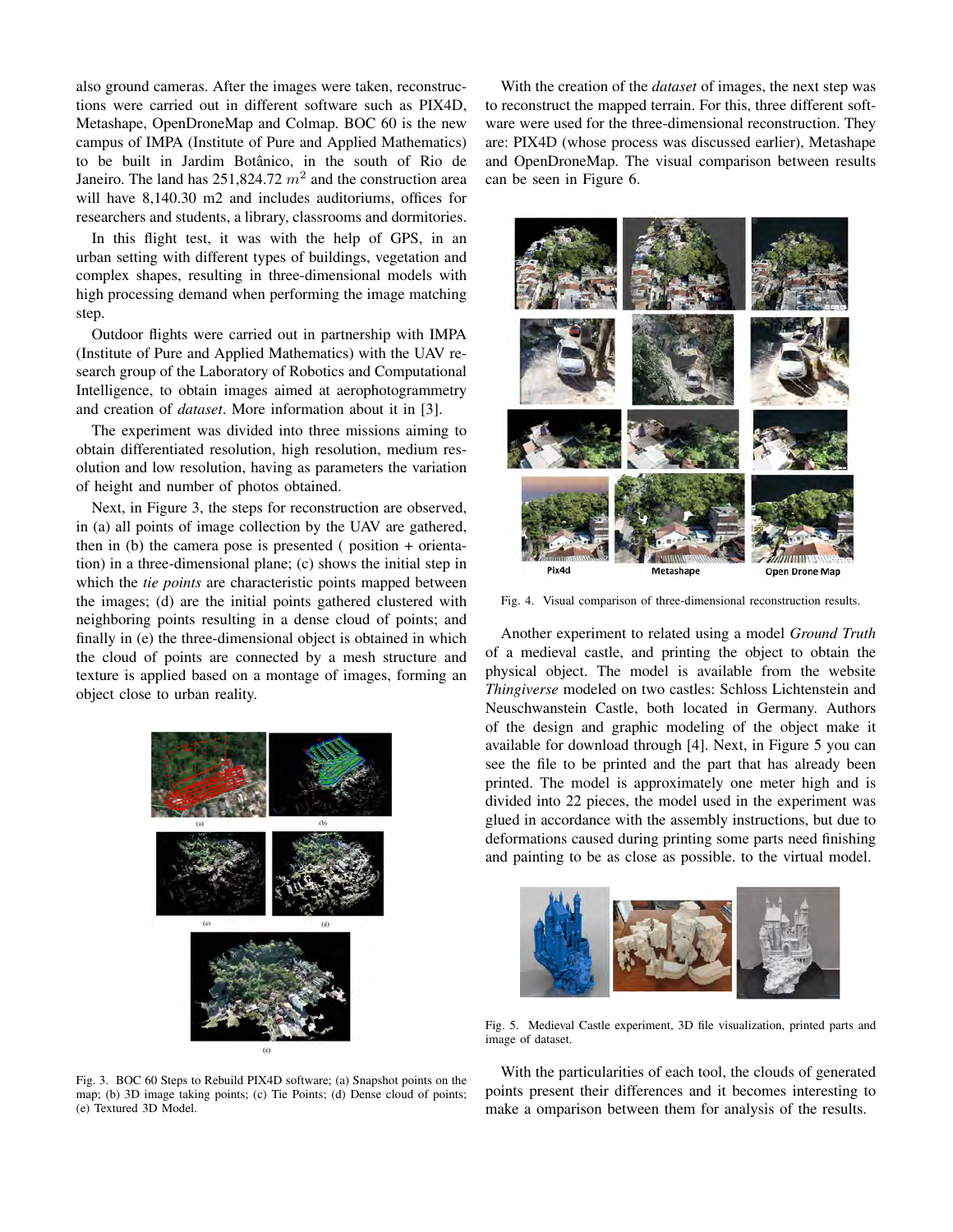also ground cameras. After the images were taken, reconstructions were carried out in different software such as PIX4D, Metashape, OpenDroneMap and Colmap. BOC 60 is the new campus of IMPA (Institute of Pure and Applied Mathematics) to be built in Jardim Botânico, in the south of Rio de Janeiro. The land has 251,824.72 $m^2$ and the construction area will have 8,140.30 m2 and includes auditoriums, offices for researchers and students, a library, classrooms and dormitories.

In this flight test, it was with the help of GPS, in an urban setting with different types of buildings, vegetation and complex shapes, resulting in three-dimensional models with high processing demand when performing the image matching step.

Outdoor flights were carried out in partnership with IMPA (Institute of Pure and Applied Mathematics) with the UAV research group of the Laboratory of Robotics and Computational Intelligence, to obtain images aimed at aerophotogrammetry and creation of *dataset*. More information about it in [3].

The experiment was divided into three missions aiming to obtain differentiated resolution, high resolution, medium resolution and low resolution, having as parameters the variation of height and number of photos obtained.

Next, in Figure 3, the steps for reconstruction are observed, in (a) all points of image collection by the UAV are gathered, then in (b) the camera pose is presented ( position + orientation) in a three-dimensional plane; (c) shows the initial step in which the *tie points* are characteristic points mapped between the images; (d) are the initial points gathered clustered with neighboring points resulting in a dense cloud of points; and finally in (e) the three-dimensional object is obtained in which the cloud of points are connected by a mesh structure and texture is applied based on a montage of images, forming an object close to urban reality.

Fig. 3. BOC 60 Steps to Rebuild PIX4D software; (a) Snapshot points on the map; (b) 3D image taking points; (c) Tie Points; (d) Dense cloud of points; (e) Textured 3D Model.

With the creation of the *dataset* of images, the next step was to reconstruct the mapped terrain. For this, three different software were used for the three-dimensional reconstruction. They are: PIX4D (whose process was discussed earlier), Metashape and OpenDroneMap. The visual comparison between results can be seen in Figure 6.

Fig. 4. Visual comparison of three-dimensional reconstruction results.

Another experiment to related using a model *Ground Truth* of a medieval castle, and printing the object to obtain the physical object. The model is available from the website *Thingiverse* modeled on two castles: Schloss Lichtenstein and Neuschwanstein Castle, both located in Germany. Authors of the design and graphic modeling of the object make it available for download through [4]. Next, in Figure 5 you can see the file to be printed and the part that has already been printed. The model is approximately one meter high and is divided into 22 pieces, the model used in the experiment was glued in accordance with the assembly instructions, but due to deformations caused during printing some parts need finishing and painting to be as close as possible. to the virtual model.

Fig. 5. Medieval Castle experiment, 3D file visualization, printed parts and image of dataset.

With the particularities of each tool, the clouds of generated points present their differences and it becomes interesting to make a omparison between them for analysis of the results.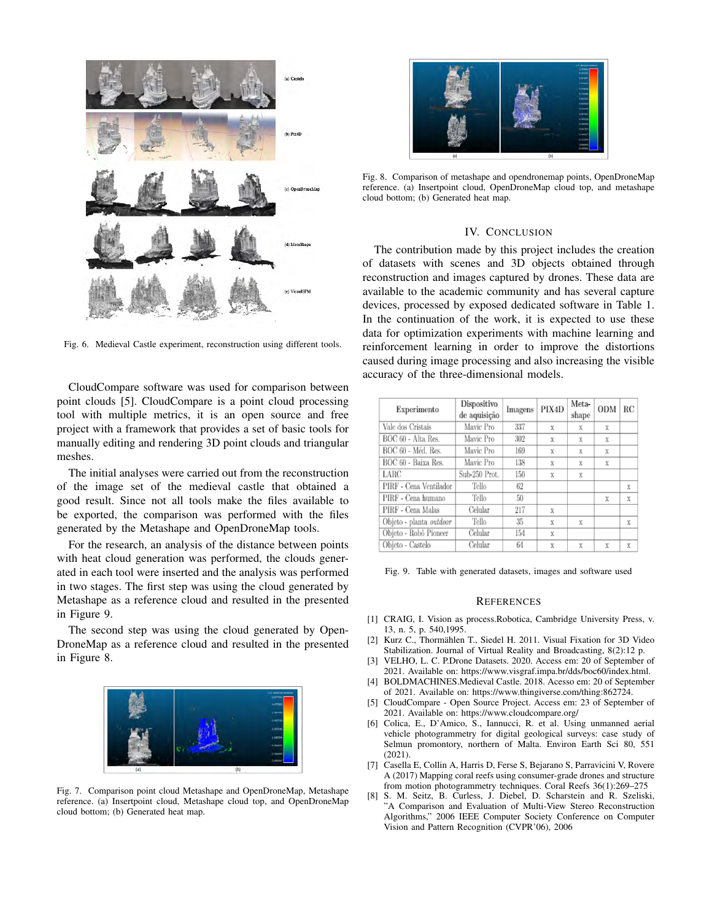(a) Castelo

(b) Pix4D

(c) OpenDroneMap

(d) MetaShape

(e) VisualSFM

Fig. 6. Medieval Castle experiment, reconstruction using different tools.

CloudCompare software was used for comparison between point clouds [5]. CloudCompare is a point cloud processing tool with multiple metrics, it is an open source and free project with a framework that provides a set of basic tools for manually editing and rendering 3D point clouds and triangular meshes.

The initial analyses were carried out from the reconstruction of the image set of the medieval castle that obtained a good result. Since not all tools make the files available to be exported, the comparison was performed with the files generated by the Metashape and OpenDroneMap tools.

For the research, an analysis of the distance between points with heat cloud generation was performed, the clouds generated in each tool were inserted and the analysis was performed in two stages. The first step was using the cloud generated by Metashape as a reference cloud and resulted in the presented in Figure 9.

The second step was using the cloud generated by OpenDroneMap as a reference cloud and resulted in the presented in Figure 8.

Fig. 7. Comparison point cloud Metashape and OpenDroneMap, Metashape reference. (a) Insertpoint cloud, Metashape cloud top, and OpenDroneMap cloud bottom; (b) Generated heat map.

Fig. 8. Comparison of metashape and opendronemap points, OpenDroneMap reference. (a) Insertpoint cloud, OpenDroneMap cloud top, and metashape cloud bottom; (b) Generated heat map.

## IV. Conclusion

The contribution made by this project includes the creation of datasets with scenes and 3D objects obtained through reconstruction and images captured by drones. These data are available to the academic community and has several capture devices, processed by exposed dedicated software in Table 1. In the continuation of the work, it is expected to use these data for optimization experiments with machine learning and reinforcement learning in order to improve the distortions caused during image processing and also increasing the visible accuracy of the three-dimensional models.

| Experimento | Dispositivo de aquisição | Imagens | PIX4D | Meta-shape | ODM | RC |
|---|---|---|---|---|---|---|
| Vale dos Cristais | Mavic Pro | 337 | x | x | x | |
| BOC 60 - Alta Res. | Mavic Pro | 302 | x | x | x | |
| BOC 60 - Méd. Res. | Mavic Pro | 169 | x | x | x | |
| BOC 60 - Baixa Res. | Mavic Pro | 138 | x | x | x | |
| LARC | Sub-250 Prot. | 150 | x | x | | |
| PIRF - Cena Ventilador | Tello | 62 | | | | x |
| PIRF - Cena humano | Tello | 50 | | | x | x |
| PIRF - Cena Malas | Celular | 217 | x | | | |
| Objeto - planta *outdoor* | Tello | 35 | x | x | | x |
| Objeto - Robô Pioneer | Celular | 154 | x | | | |
| Objeto - Castelo | Celular | 64 | x | x | x | x |

Fig. 9. Table with generated datasets, images and software used

## References

[1] CRAIG, I. Vision as process.Robotica, Cambridge University Press, v. 13, n. 5, p. 540,1995.

[2] Kurz C., Thormählen T., Siedel H. 2011. Visual Fixation for 3D Video Stabilization. Journal of Virtual Reality and Broadcasting, 8(2):12 p.

[3] VELHO, L. C. P.Drone Datasets. 2020. Access em: 20 of September of 2021. Available on: https://www.visgraf.impa.br/dds/boc60/index.html.

[4] BOLDMACHINES.Medieval Castle. 2018. Acesso em: 20 of September of 2021. Available on: https://www.thingiverse.com/thing:862724.

[5] CloudCompare - Open Source Project. Access em: 23 of September of 2021. Available on: https://www.cloudcompare.org/

[6] Colica, E., D'Amico, S., Iannucci, R. et al. Using unmanned aerial vehicle photogrammetry for digital geological surveys: case study of Selmun promontory, northern of Malta. Environ Earth Sci 80, 551 (2021).

[7] Casella E, Collin A, Harris D, Ferse S, Bejarano S, Parravicini V, Rovere A (2017) Mapping coral reefs using consumer-grade drones and structure from motion photogrammetry techniques. Coral Reefs 36(1):269–275

[8] S. M. Seitz, B. Curless, J. Diebel, D. Scharstein and R. Szeliski, "A Comparison and Evaluation of Multi-View Stereo Reconstruction Algorithms," 2006 IEEE Computer Society Conference on Computer Vision and Pattern Recognition (CVPR'06), 2006